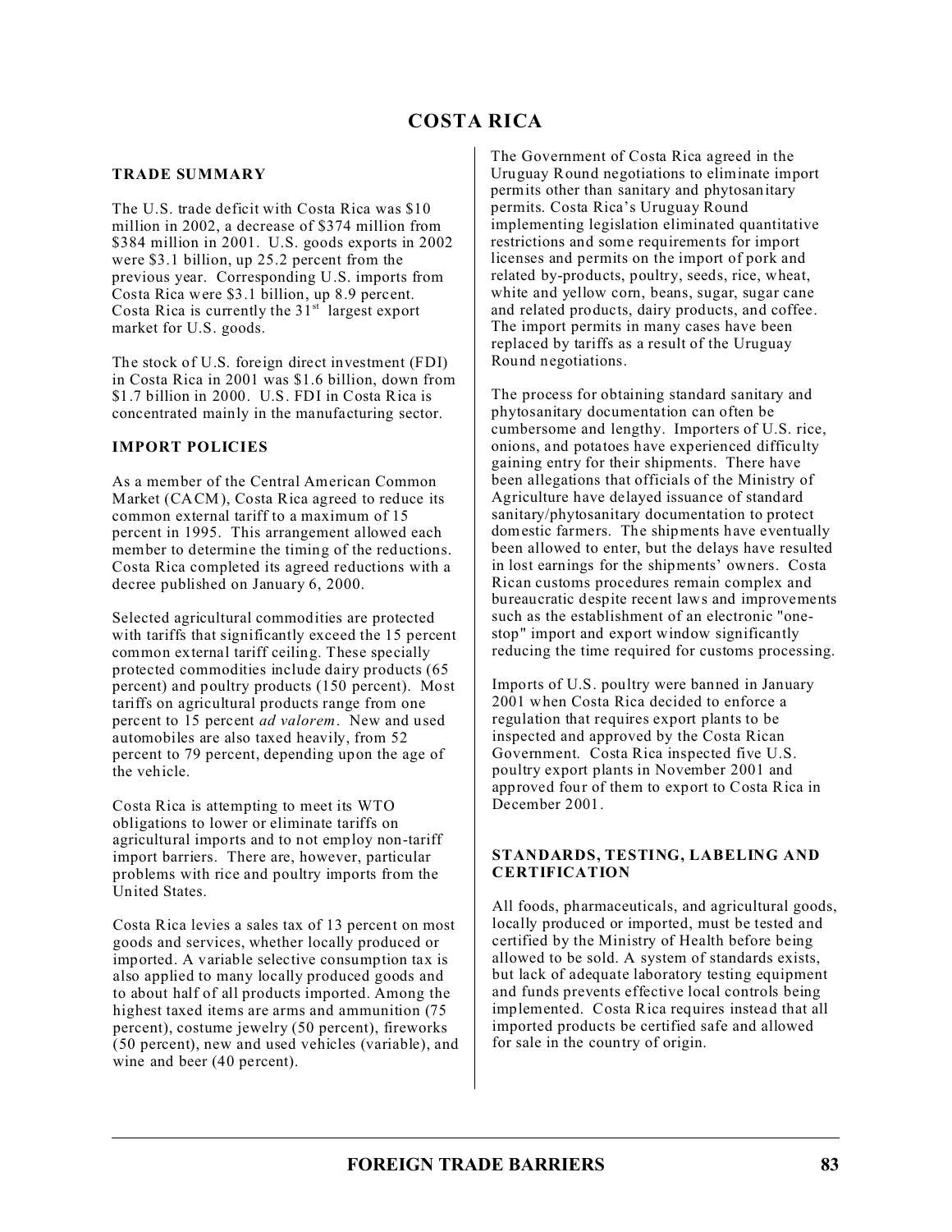# COSTA RICA

## TRADE SUMMARY

The U.S. trade deficit with Costa Rica was $10 million in 2002, a decrease of $374 million from $384 million in 2001. U.S. goods exports in 2002 were $3.1 billion, up 25.2 percent from the previous year. Corresponding U.S. imports from Costa Rica were $3.1 billion, up 8.9 percent. Costa Rica is currently the 31st largest export market for U.S. goods.

The stock of U.S. foreign direct investment (FDI) in Costa Rica in 2001 was $1.6 billion, down from $1.7 billion in 2000. U.S. FDI in Costa Rica is concentrated mainly in the manufacturing sector.

## IMPORT POLICIES

As a member of the Central American Common Market (CACM), Costa Rica agreed to reduce its common external tariff to a maximum of 15 percent in 1995. This arrangement allowed each member to determine the timing of the reductions. Costa Rica completed its agreed reductions with a decree published on January 6, 2000.

Selected agricultural commodities are protected with tariffs that significantly exceed the 15 percent common external tariff ceiling. These specially protected commodities include dairy products (65 percent) and poultry products (150 percent). Most tariffs on agricultural products range from one percent to 15 percent *ad valorem*. New and used automobiles are also taxed heavily, from 52 percent to 79 percent, depending upon the age of the vehicle.

Costa Rica is attempting to meet its WTO obligations to lower or eliminate tariffs on agricultural imports and to not employ non-tariff import barriers. There are, however, particular problems with rice and poultry imports from the United States.

Costa Rica levies a sales tax of 13 percent on most goods and services, whether locally produced or imported. A variable selective consumption tax is also applied to many locally produced goods and to about half of all products imported. Among the highest taxed items are arms and ammunition (75 percent), costume jewelry (50 percent), fireworks (50 percent), new and used vehicles (variable), and wine and beer (40 percent).

The Government of Costa Rica agreed in the Uruguay Round negotiations to eliminate import permits other than sanitary and phytosanitary permits. Costa Rica's Uruguay Round implementing legislation eliminated quantitative restrictions and some requirements for import licenses and permits on the import of pork and related by-products, poultry, seeds, rice, wheat, white and yellow corn, beans, sugar, sugar cane and related products, dairy products, and coffee. The import permits in many cases have been replaced by tariffs as a result of the Uruguay Round negotiations.

The process for obtaining standard sanitary and phytosanitary documentation can often be cumbersome and lengthy. Importers of U.S. rice, onions, and potatoes have experienced difficulty gaining entry for their shipments. There have been allegations that officials of the Ministry of Agriculture have delayed issuance of standard sanitary/phytosanitary documentation to protect domestic farmers. The shipments have eventually been allowed to enter, but the delays have resulted in lost earnings for the shipments' owners. Costa Rican customs procedures remain complex and bureaucratic despite recent laws and improvements such as the establishment of an electronic "one-stop" import and export window significantly reducing the time required for customs processing.

Imports of U.S. poultry were banned in January 2001 when Costa Rica decided to enforce a regulation that requires export plants to be inspected and approved by the Costa Rican Government. Costa Rica inspected five U.S. poultry export plants in November 2001 and approved four of them to export to Costa Rica in December 2001.

## STANDARDS, TESTING, LABELING AND CERTIFICATION

All foods, pharmaceuticals, and agricultural goods, locally produced or imported, must be tested and certified by the Ministry of Health before being allowed to be sold. A system of standards exists, but lack of adequate laboratory testing equipment and funds prevents effective local controls being implemented. Costa Rica requires instead that all imported products be certified safe and allowed for sale in the country of origin.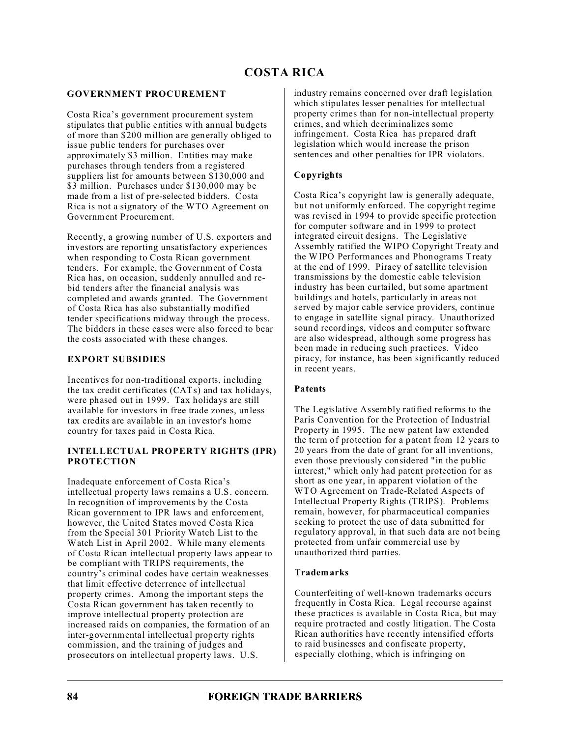# COSTA RICA

## GOVERNMENT PROCUREMENT

Costa Rica's government procurement system stipulates that public entities with annual budgets of more than $200 million are generally obliged to issue public tenders for purchases over approximately $3 million. Entities may make purchases through tenders from a registered suppliers list for amounts between $130,000 and $3 million. Purchases under $130,000 may be made from a list of pre-selected bidders. Costa Rica is not a signatory of the WTO Agreement on Government Procurement.

Recently, a growing number of U.S. exporters and investors are reporting unsatisfactory experiences when responding to Costa Rican government tenders. For example, the Government of Costa Rica has, on occasion, suddenly annulled and re-bid tenders after the financial analysis was completed and awards granted. The Government of Costa Rica has also substantially modified tender specifications midway through the process. The bidders in these cases were also forced to bear the costs associated with these changes.

## EXPORT SUBSIDIES

Incentives for non-traditional exports, including the tax credit certificates (CATs) and tax holidays, were phased out in 1999. Tax holidays are still available for investors in free trade zones, unless tax credits are available in an investor's home country for taxes paid in Costa Rica.

## INTELLECTUAL PROPERTY RIGHTS (IPR) PROTECTION

Inadequate enforcement of Costa Rica's intellectual property laws remains a U.S. concern. In recognition of improvements by the Costa Rican government to IPR laws and enforcement, however, the United States moved Costa Rica from the Special 301 Priority Watch List to the Watch List in April 2002. While many elements of Costa Rican intellectual property laws appear to be compliant with TRIPS requirements, the country's criminal codes have certain weaknesses that limit effective deterrence of intellectual property crimes. Among the important steps the Costa Rican government has taken recently to improve intellectual property protection are increased raids on companies, the formation of an inter-governmental intellectual property rights commission, and the training of judges and prosecutors on intellectual property laws. U.S. industry remains concerned over draft legislation which stipulates lesser penalties for intellectual property crimes than for non-intellectual property crimes, and which decriminalizes some infringement. Costa Rica has prepared draft legislation which would increase the prison sentences and other penalties for IPR violators.

### Copyrights

Costa Rica's copyright law is generally adequate, but not uniformly enforced. The copyright regime was revised in 1994 to provide specific protection for computer software and in 1999 to protect integrated circuit designs. The Legislative Assembly ratified the WIPO Copyright Treaty and the WIPO Performances and Phonograms Treaty at the end of 1999. Piracy of satellite television transmissions by the domestic cable television industry has been curtailed, but some apartment buildings and hotels, particularly in areas not served by major cable service providers, continue to engage in satellite signal piracy. Unauthorized sound recordings, videos and computer software are also widespread, although some progress has been made in reducing such practices. Video piracy, for instance, has been significantly reduced in recent years.

### Patents

The Legislative Assembly ratified reforms to the Paris Convention for the Protection of Industrial Property in 1995. The new patent law extended the term of protection for a patent from 12 years to 20 years from the date of grant for all inventions, even those previously considered "in the public interest," which only had patent protection for as short as one year, in apparent violation of the WTO Agreement on Trade-Related Aspects of Intellectual Property Rights (TRIPS). Problems remain, however, for pharmaceutical companies seeking to protect the use of data submitted for regulatory approval, in that such data are not being protected from unfair commercial use by unauthorized third parties.

### Trademarks

Counterfeiting of well-known trademarks occurs frequently in Costa Rica. Legal recourse against these practices is available in Costa Rica, but may require protracted and costly litigation. The Costa Rican authorities have recently intensified efforts to raid businesses and confiscate property, especially clothing, which is infringing on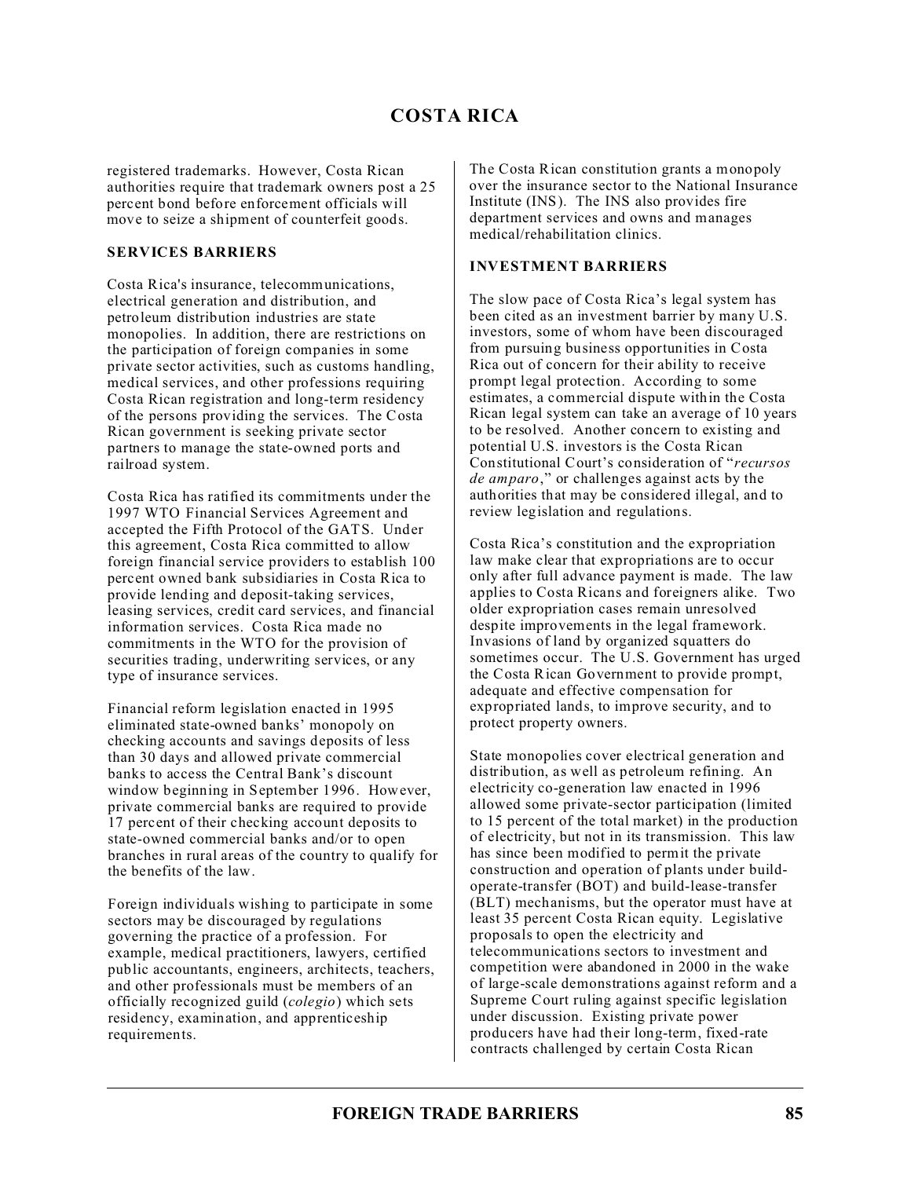registered trademarks. However, Costa Rican authorities require that trademark owners post a 25 percent bond before enforcement officials will move to seize a shipment of counterfeit goods.

### SERVICES BARRIERS

Costa Rica's insurance, telecommunications, electrical generation and distribution, and petroleum distribution industries are state monopolies. In addition, there are restrictions on the participation of foreign companies in some private sector activities, such as customs handling, medical services, and other professions requiring Costa Rican registration and long-term residency of the persons providing the services. The Costa Rican government is seeking private sector partners to manage the state-owned ports and railroad system.

Costa Rica has ratified its commitments under the 1997 WTO Financial Services Agreement and accepted the Fifth Protocol of the GATS. Under this agreement, Costa Rica committed to allow foreign financial service providers to establish 100 percent owned bank subsidiaries in Costa Rica to provide lending and deposit-taking services, leasing services, credit card services, and financial information services. Costa Rica made no commitments in the WTO for the provision of securities trading, underwriting services, or any type of insurance services.

Financial reform legislation enacted in 1995 eliminated state-owned banks' monopoly on checking accounts and savings deposits of less than 30 days and allowed private commercial banks to access the Central Bank's discount window beginning in September 1996. However, private commercial banks are required to provide 17 percent of their checking account deposits to state-owned commercial banks and/or to open branches in rural areas of the country to qualify for the benefits of the law.

Foreign individuals wishing to participate in some sectors may be discouraged by regulations governing the practice of a profession. For example, medical practitioners, lawyers, certified public accountants, engineers, architects, teachers, and other professionals must be members of an officially recognized guild (*colegio*) which sets residency, examination, and apprenticeship requirements.

The Costa Rican constitution grants a monopoly over the insurance sector to the National Insurance Institute (INS). The INS also provides fire department services and owns and manages medical/rehabilitation clinics.

### INVESTMENT BARRIERS

The slow pace of Costa Rica's legal system has been cited as an investment barrier by many U.S. investors, some of whom have been discouraged from pursuing business opportunities in Costa Rica out of concern for their ability to receive prompt legal protection. According to some estimates, a commercial dispute within the Costa Rican legal system can take an average of 10 years to be resolved. Another concern to existing and potential U.S. investors is the Costa Rican Constitutional Court's consideration of "*recursos de amparo*," or challenges against acts by the authorities that may be considered illegal, and to review legislation and regulations.

Costa Rica's constitution and the expropriation law make clear that expropriations are to occur only after full advance payment is made. The law applies to Costa Ricans and foreigners alike. Two older expropriation cases remain unresolved despite improvements in the legal framework. Invasions of land by organized squatters do sometimes occur. The U.S. Government has urged the Costa Rican Government to provide prompt, adequate and effective compensation for expropriated lands, to improve security, and to protect property owners.

State monopolies cover electrical generation and distribution, as well as petroleum refining. An electricity co-generation law enacted in 1996 allowed some private-sector participation (limited to 15 percent of the total market) in the production of electricity, but not in its transmission. This law has since been modified to permit the private construction and operation of plants under build-operate-transfer (BOT) and build-lease-transfer (BLT) mechanisms, but the operator must have at least 35 percent Costa Rican equity. Legislative proposals to open the electricity and telecommunications sectors to investment and competition were abandoned in 2000 in the wake of large-scale demonstrations against reform and a Supreme Court ruling against specific legislation under discussion. Existing private power producers have had their long-term, fixed-rate contracts challenged by certain Costa Rican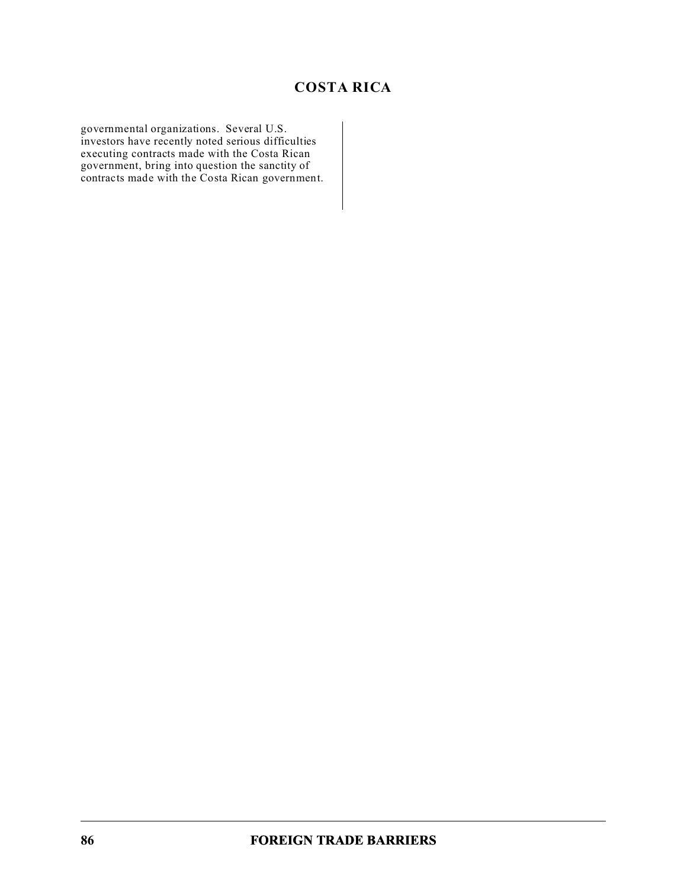governmental organizations. Several U.S. investors have recently noted serious difficulties executing contracts made with the Costa Rican government, bring into question the sanctity of contracts made with the Costa Rican government.